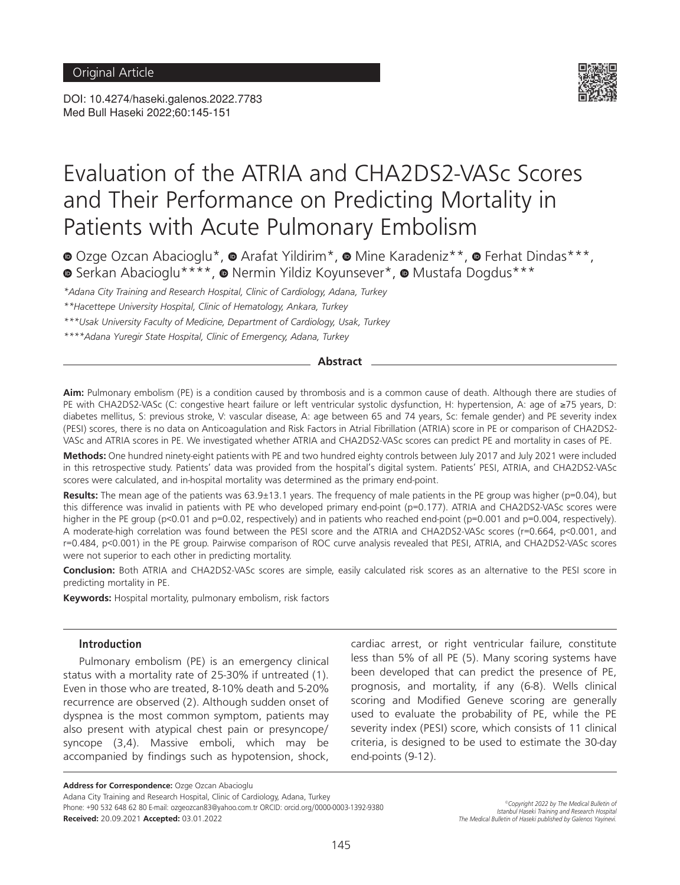Original Article

DOI: 10.4274/haseki.galenos.2022.7783
Med Bull Haseki 2022;60:145-151

# Evaluation of the ATRIA and CHA2DS2-VASc Scores and Their Performance on Predicting Mortality in Patients with Acute Pulmonary Embolism

Ozge Ozcan Abacioglu*, Arafat Yildirim*, Mine Karadeniz**, Ferhat Dindas***, Serkan Abacioglu****, Nermin Yildiz Koyunsever*, Mustafa Dogdus***

*Adana City Training and Research Hospital, Clinic of Cardiology, Adana, Turkey

**Hacettepe University Hospital, Clinic of Hematology, Ankara, Turkey

***Usak University Faculty of Medicine, Department of Cardiology, Usak, Turkey

****Adana Yuregir State Hospital, Clinic of Emergency, Adana, Turkey

## Abstract

**Aim:** Pulmonary embolism (PE) is a condition caused by thrombosis and is a common cause of death. Although there are studies of PE with CHA2DS2-VASc (C: congestive heart failure or left ventricular systolic dysfunction, H: hypertension, A: age of ≥75 years, D: diabetes mellitus, S: previous stroke, V: vascular disease, A: age between 65 and 74 years, Sc: female gender) and PE severity index (PESI) scores, there is no data on Anticoagulation and Risk Factors in Atrial Fibrillation (ATRIA) score in PE or comparison of CHA2DS2-VASc and ATRIA scores in PE. We investigated whether ATRIA and CHA2DS2-VASc scores can predict PE and mortality in cases of PE.

**Methods:** One hundred ninety-eight patients with PE and two hundred eighty controls between July 2017 and July 2021 were included in this retrospective study. Patients' data was provided from the hospital's digital system. Patients' PESI, ATRIA, and CHA2DS2-VASc scores were calculated, and in-hospital mortality was determined as the primary end-point.

**Results:** The mean age of the patients was 63.9±13.1 years. The frequency of male patients in the PE group was higher (p=0.04), but this difference was invalid in patients with PE who developed primary end-point (p=0.177). ATRIA and CHA2DS2-VASc scores were higher in the PE group (p<0.01 and p=0.02, respectively) and in patients who reached end-point (p=0.001 and p=0.004, respectively). A moderate-high correlation was found between the PESI score and the ATRIA and CHA2DS2-VASc scores (r=0.664, p<0.001, and r=0.484, p<0.001) in the PE group. Pairwise comparison of ROC curve analysis revealed that PESI, ATRIA, and CHA2DS2-VASc scores were not superior to each other in predicting mortality.

**Conclusion:** Both ATRIA and CHA2DS2-VASc scores are simple, easily calculated risk scores as an alternative to the PESI score in predicting mortality in PE.

**Keywords:** Hospital mortality, pulmonary embolism, risk factors

## Introduction

Pulmonary embolism (PE) is an emergency clinical status with a mortality rate of 25-30% if untreated (1). Even in those who are treated, 8-10% death and 5-20% recurrence are observed (2). Although sudden onset of dyspnea is the most common symptom, patients may also present with atypical chest pain or presyncope/syncope (3,4). Massive emboli, which may be accompanied by findings such as hypotension, shock, cardiac arrest, or right ventricular failure, constitute less than 5% of all PE (5). Many scoring systems have been developed that can predict the presence of PE, prognosis, and mortality, if any (6-8). Wells clinical scoring and Modified Geneve scoring are generally used to evaluate the probability of PE, while the PE severity index (PESI) score, which consists of 11 clinical criteria, is designed to be used to estimate the 30-day end-points (9-12).

**Address for Correspondence:** Ozge Ozcan Abacioglu
Adana City Training and Research Hospital, Clinic of Cardiology, Adana, Turkey
Phone: +90 532 648 62 80 E-mail: ozgeozcan83@yahoo.com.tr ORCID: orcid.org/0000-0003-1392-9380
**Received:** 20.09.2021 **Accepted:** 03.01.2022

©Copyright 2022 by The Medical Bulletin of Istanbul Haseki Training and Research Hospital
The Medical Bulletin of Haseki published by Galenos Yayinevi.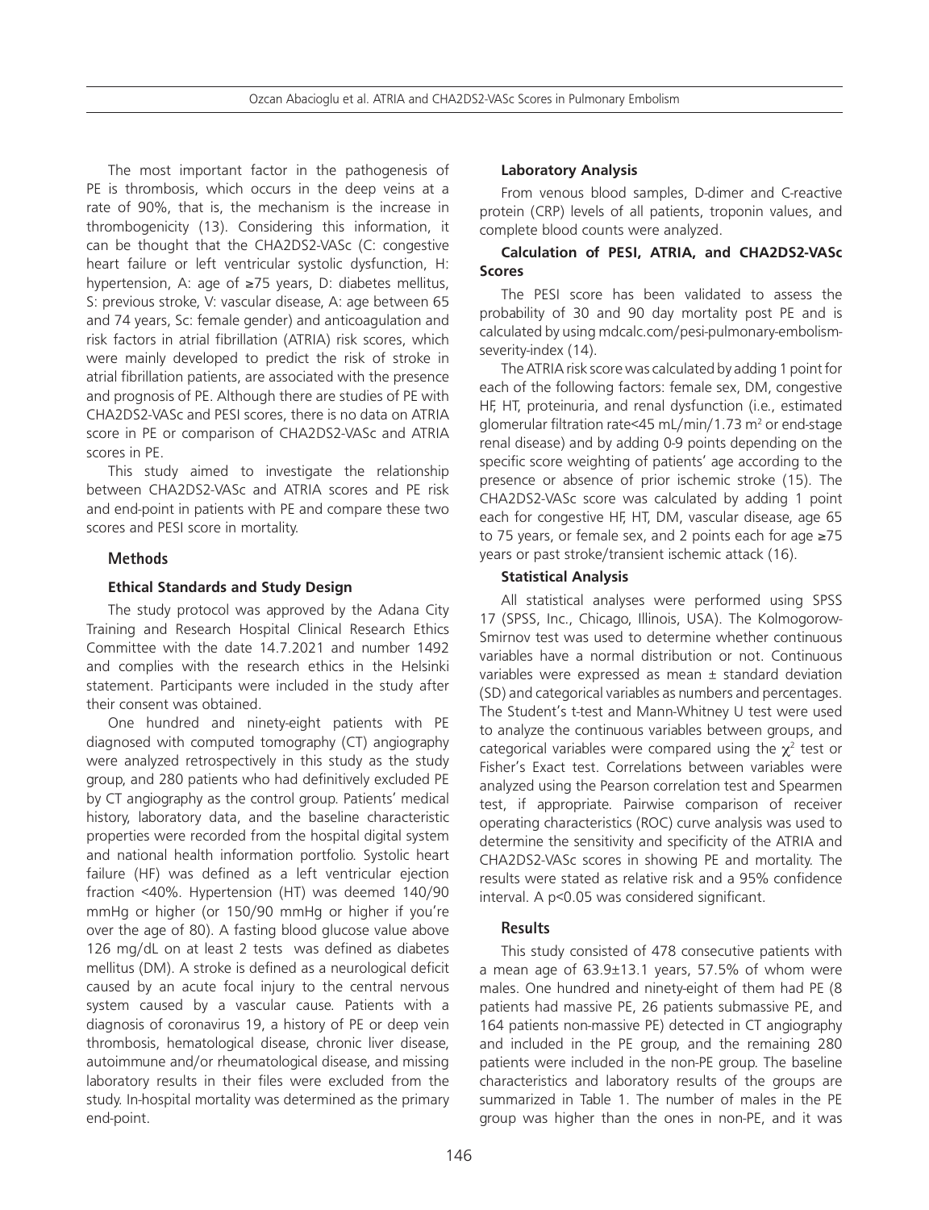The most important factor in the pathogenesis of PE is thrombosis, which occurs in the deep veins at a rate of 90%, that is, the mechanism is the increase in thrombogenicity (13). Considering this information, it can be thought that the CHA2DS2-VASc (C: congestive heart failure or left ventricular systolic dysfunction, H: hypertension, A: age of ≥75 years, D: diabetes mellitus, S: previous stroke, V: vascular disease, A: age between 65 and 74 years, Sc: female gender) and anticoagulation and risk factors in atrial fibrillation (ATRIA) risk scores, which were mainly developed to predict the risk of stroke in atrial fibrillation patients, are associated with the presence and prognosis of PE. Although there are studies of PE with CHA2DS2-VASc and PESI scores, there is no data on ATRIA score in PE or comparison of CHA2DS2-VASc and ATRIA scores in PE.

This study aimed to investigate the relationship between CHA2DS2-VASc and ATRIA scores and PE risk and end-point in patients with PE and compare these two scores and PESI score in mortality.

## Methods

### Ethical Standards and Study Design

The study protocol was approved by the Adana City Training and Research Hospital Clinical Research Ethics Committee with the date 14.7.2021 and number 1492 and complies with the research ethics in the Helsinki statement. Participants were included in the study after their consent was obtained.

One hundred and ninety-eight patients with PE diagnosed with computed tomography (CT) angiography were analyzed retrospectively in this study as the study group, and 280 patients who had definitively excluded PE by CT angiography as the control group. Patients' medical history, laboratory data, and the baseline characteristic properties were recorded from the hospital digital system and national health information portfolio. Systolic heart failure (HF) was defined as a left ventricular ejection fraction <40%. Hypertension (HT) was deemed 140/90 mmHg or higher (or 150/90 mmHg or higher if you're over the age of 80). A fasting blood glucose value above 126 mg/dL on at least 2 tests was defined as diabetes mellitus (DM). A stroke is defined as a neurological deficit caused by an acute focal injury to the central nervous system caused by a vascular cause. Patients with a diagnosis of coronavirus 19, a history of PE or deep vein thrombosis, hematological disease, chronic liver disease, autoimmune and/or rheumatological disease, and missing laboratory results in their files were excluded from the study. In-hospital mortality was determined as the primary end-point.

### Laboratory Analysis

From venous blood samples, D-dimer and C-reactive protein (CRP) levels of all patients, troponin values, and complete blood counts were analyzed.

### Calculation of PESI, ATRIA, and CHA2DS2-VASc Scores

The PESI score has been validated to assess the probability of 30 and 90 day mortality post PE and is calculated by using mdcalc.com/pesi-pulmonary-embolism-severity-index (14).

The ATRIA risk score was calculated by adding 1 point for each of the following factors: female sex, DM, congestive HF, HT, proteinuria, and renal dysfunction (i.e., estimated glomerular filtration rate<45 mL/min/1.73 $m^2$ or end-stage renal disease) and by adding 0-9 points depending on the specific score weighting of patients' age according to the presence or absence of prior ischemic stroke (15). The CHA2DS2-VASc score was calculated by adding 1 point each for congestive HF, HT, DM, vascular disease, age 65 to 75 years, or female sex, and 2 points each for age ≥75 years or past stroke/transient ischemic attack (16).

### Statistical Analysis

All statistical analyses were performed using SPSS 17 (SPSS, Inc., Chicago, Illinois, USA). The Kolmogorow-Smirnov test was used to determine whether continuous variables have a normal distribution or not. Continuous variables were expressed as mean ± standard deviation (SD) and categorical variables as numbers and percentages. The Student's t-test and Mann-Whitney U test were used to analyze the continuous variables between groups, and categorical variables were compared using the $\chi^2$ test or Fisher's Exact test. Correlations between variables were analyzed using the Pearson correlation test and Spearmen test, if appropriate. Pairwise comparison of receiver operating characteristics (ROC) curve analysis was used to determine the sensitivity and specificity of the ATRIA and CHA2DS2-VASc scores in showing PE and mortality. The results were stated as relative risk and a 95% confidence interval. A $p<0.05$ was considered significant.

## Results

This study consisted of 478 consecutive patients with a mean age of 63.9±13.1 years, 57.5% of whom were males. One hundred and ninety-eight of them had PE (8 patients had massive PE, 26 patients submassive PE, and 164 patients non-massive PE) detected in CT angiography and included in the PE group, and the remaining 280 patients were included in the non-PE group. The baseline characteristics and laboratory results of the groups are summarized in Table 1. The number of males in the PE group was higher than the ones in non-PE, and it was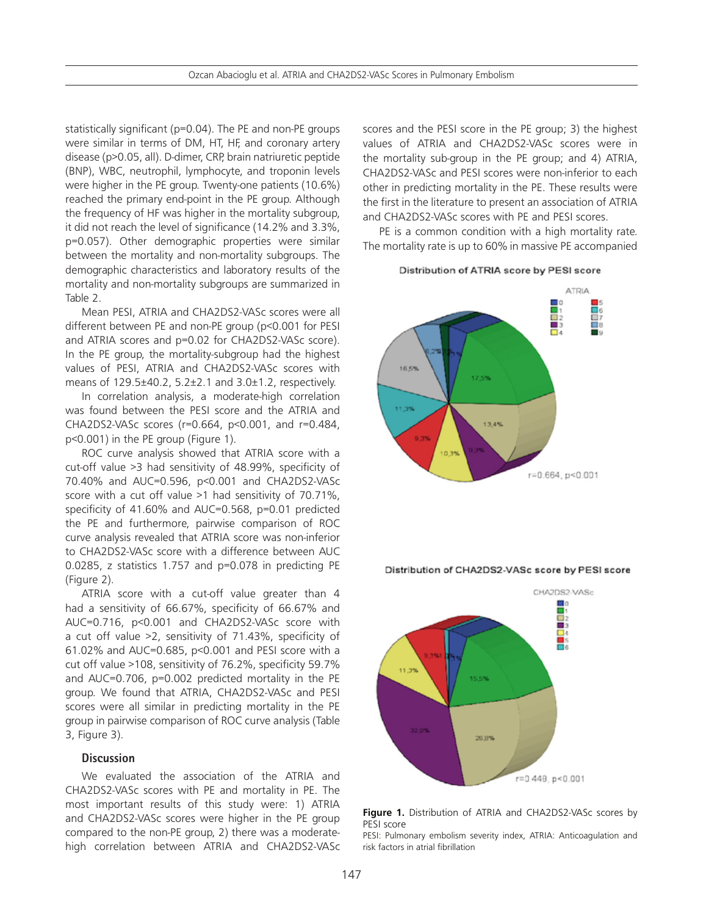statistically significant (p=0.04). The PE and non-PE groups were similar in terms of DM, HT, HF, and coronary artery disease (p>0.05, all). D-dimer, CRP, brain natriuretic peptide (BNP), WBC, neutrophil, lymphocyte, and troponin levels were higher in the PE group. Twenty-one patients (10.6%) reached the primary end-point in the PE group. Although the frequency of HF was higher in the mortality subgroup, it did not reach the level of significance (14.2% and 3.3%, p=0.057). Other demographic properties were similar between the mortality and non-mortality subgroups. The demographic characteristics and laboratory results of the mortality and non-mortality subgroups are summarized in Table 2.

Mean PESI, ATRIA and CHA2DS2-VASc scores were all different between PE and non-PE group (p<0.001 for PESI and ATRIA scores and p=0.02 for CHA2DS2-VASc score). In the PE group, the mortality-subgroup had the highest values of PESI, ATRIA and CHA2DS2-VASc scores with means of 129.5±40.2, 5.2±2.1 and 3.0±1.2, respectively.

In correlation analysis, a moderate-high correlation was found between the PESI score and the ATRIA and CHA2DS2-VASc scores (r=0.664, p<0.001, and r=0.484, p<0.001) in the PE group (Figure 1).

ROC curve analysis showed that ATRIA score with a cut-off value >3 had sensitivity of 48.99%, specificity of 70.40% and AUC=0.596, p<0.001 and CHA2DS2-VASc score with a cut off value >1 had sensitivity of 70.71%, specificity of 41.60% and AUC=0.568, p=0.01 predicted the PE and furthermore, pairwise comparison of ROC curve analysis revealed that ATRIA score was non-inferior to CHA2DS2-VASc score with a difference between AUC 0.0285, z statistics 1.757 and p=0.078 in predicting PE (Figure 2).

ATRIA score with a cut-off value greater than 4 had a sensitivity of 66.67%, specificity of 66.67% and AUC=0.716, p<0.001 and CHA2DS2-VASc score with a cut off value >2, sensitivity of 71.43%, specificity of 61.02% and AUC=0.685, p<0.001 and PESI score with a cut off value >108, sensitivity of 76.2%, specificity 59.7% and AUC=0.706, p=0.002 predicted mortality in the PE group. We found that ATRIA, CHA2DS2-VASc and PESI scores were all similar in predicting mortality in the PE group in pairwise comparison of ROC curve analysis (Table 3, Figure 3).

## Discussion

We evaluated the association of the ATRIA and CHA2DS2-VASc scores with PE and mortality in PE. The most important results of this study were: 1) ATRIA and CHA2DS2-VASc scores were higher in the PE group compared to the non-PE group, 2) there was a moderate-high correlation between ATRIA and CHA2DS2-VASc scores and the PESI score in the PE group; 3) the highest values of ATRIA and CHA2DS2-VASc scores were in the mortality sub-group in the PE group; and 4) ATRIA, CHA2DS2-VASc and PESI scores were non-inferior to each other in predicting mortality in the PE. These results were the first in the literature to present an association of ATRIA and CHA2DS2-VASc scores with PE and PESI scores.

PE is a common condition with a high mortality rate. The mortality rate is up to 60% in massive PE accompanied

**Figure 1.** Distribution of ATRIA and CHA2DS2-VASc scores by PESI score

PESI: Pulmonary embolism severity index, ATRIA: Anticoagulation and risk factors in atrial fibrillation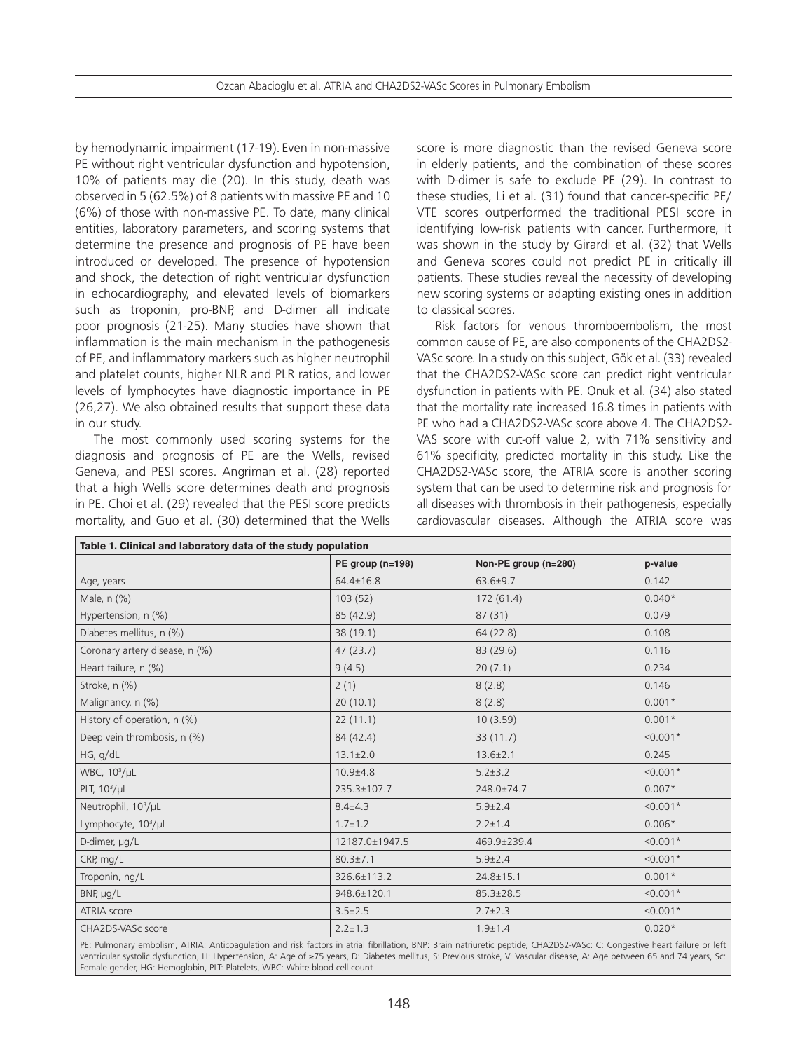by hemodynamic impairment (17-19). Even in non-massive PE without right ventricular dysfunction and hypotension, 10% of patients may die (20). In this study, death was observed in 5 (62.5%) of 8 patients with massive PE and 10 (6%) of those with non-massive PE. To date, many clinical entities, laboratory parameters, and scoring systems that determine the presence and prognosis of PE have been introduced or developed. The presence of hypotension and shock, the detection of right ventricular dysfunction in echocardiography, and elevated levels of biomarkers such as troponin, pro-BNP, and D-dimer all indicate poor prognosis (21-25). Many studies have shown that inflammation is the main mechanism in the pathogenesis of PE, and inflammatory markers such as higher neutrophil and platelet counts, higher NLR and PLR ratios, and lower levels of lymphocytes have diagnostic importance in PE (26,27). We also obtained results that support these data in our study.

The most commonly used scoring systems for the diagnosis and prognosis of PE are the Wells, revised Geneva, and PESI scores. Angriman et al. (28) reported that a high Wells score determines death and prognosis in PE. Choi et al. (29) revealed that the PESI score predicts mortality, and Guo et al. (30) determined that the Wells score is more diagnostic than the revised Geneva score in elderly patients, and the combination of these scores with D-dimer is safe to exclude PE (29). In contrast to these studies, Li et al. (31) found that cancer-specific PE/VTE scores outperformed the traditional PESI score in identifying low-risk patients with cancer. Furthermore, it was shown in the study by Girardi et al. (32) that Wells and Geneva scores could not predict PE in critically ill patients. These studies reveal the necessity of developing new scoring systems or adapting existing ones in addition to classical scores.

Risk factors for venous thromboembolism, the most common cause of PE, are also components of the CHA2DS2-VASc score. In a study on this subject, Gök et al. (33) revealed that the CHA2DS2-VASc score can predict right ventricular dysfunction in patients with PE. Onuk et al. (34) also stated that the mortality rate increased 16.8 times in patients with PE who had a CHA2DS2-VASc score above 4. The CHA2DS2-VAS score with cut-off value 2, with 71% sensitivity and 61% specificity, predicted mortality in this study. Like the CHA2DS2-VASc score, the ATRIA score is another scoring system that can be used to determine risk and prognosis for all diseases with thrombosis in their pathogenesis, especially cardiovascular diseases. Although the ATRIA score was

**Table 1. Clinical and laboratory data of the study population**

| | PE group (n=198) | Non-PE group (n=280) | p-value |
|---|---|---|---|
| Age, years | 64.4±16.8 | 63.6±9.7 | 0.142 |
| Male, n (%) | 103 (52) | 172 (61.4) | 0.040* |
| Hypertension, n (%) | 85 (42.9) | 87 (31) | 0.079 |
| Diabetes mellitus, n (%) | 38 (19.1) | 64 (22.8) | 0.108 |
| Coronary artery disease, n (%) | 47 (23.7) | 83 (29.6) | 0.116 |
| Heart failure, n (%) | 9 (4.5) | 20 (7.1) | 0.234 |
| Stroke, n (%) | 2 (1) | 8 (2.8) | 0.146 |
| Malignancy, n (%) | 20 (10.1) | 8 (2.8) | 0.001* |
| History of operation, n (%) | 22 (11.1) | 10 (3.59) | 0.001* |
| Deep vein thrombosis, n (%) | 84 (42.4) | 33 (11.7) | <0.001* |
| HG, g/dL | 13.1±2.0 | 13.6±2.1 | 0.245 |
| WBC, $10^3$/μL | 10.9±4.8 | 5.2±3.2 | <0.001* |
| PLT, $10^3$/μL | 235.3±107.7 | 248.0±74.7 | 0.007* |
| Neutrophil, $10^3$/μL | 8.4±4.3 | 5.9±2.4 | <0.001* |
| Lymphocyte, $10^3$/μL | 1.7±1.2 | 2.2±1.4 | 0.006* |
| D-dimer, μg/L | 12187.0±1947.5 | 469.9±239.4 | <0.001* |
| CRP, mg/L | 80.3±7.1 | 5.9±2.4 | <0.001* |
| Troponin, ng/L | 326.6±113.2 | 24.8±15.1 | 0.001* |
| BNP, μg/L | 948.6±120.1 | 85.3±28.5 | <0.001* |
| ATRIA score | 3.5±2.5 | 2.7±2.3 | <0.001* |
| CHA2DS-VASc score | 2.2±1.3 | 1.9±1.4 | 0.020* |

PE: Pulmonary embolism, ATRIA: Anticoagulation and risk factors in atrial fibrillation, BNP: Brain natriuretic peptide, CHA2DS2-VASc: C: Congestive heart failure or left ventricular systolic dysfunction, H: Hypertension, A: Age of ≥75 years, D: Diabetes mellitus, S: Previous stroke, V: Vascular disease, A: Age between 65 and 74 years, Sc: Female gender, HG: Hemoglobin, PLT: Platelets, WBC: White blood cell count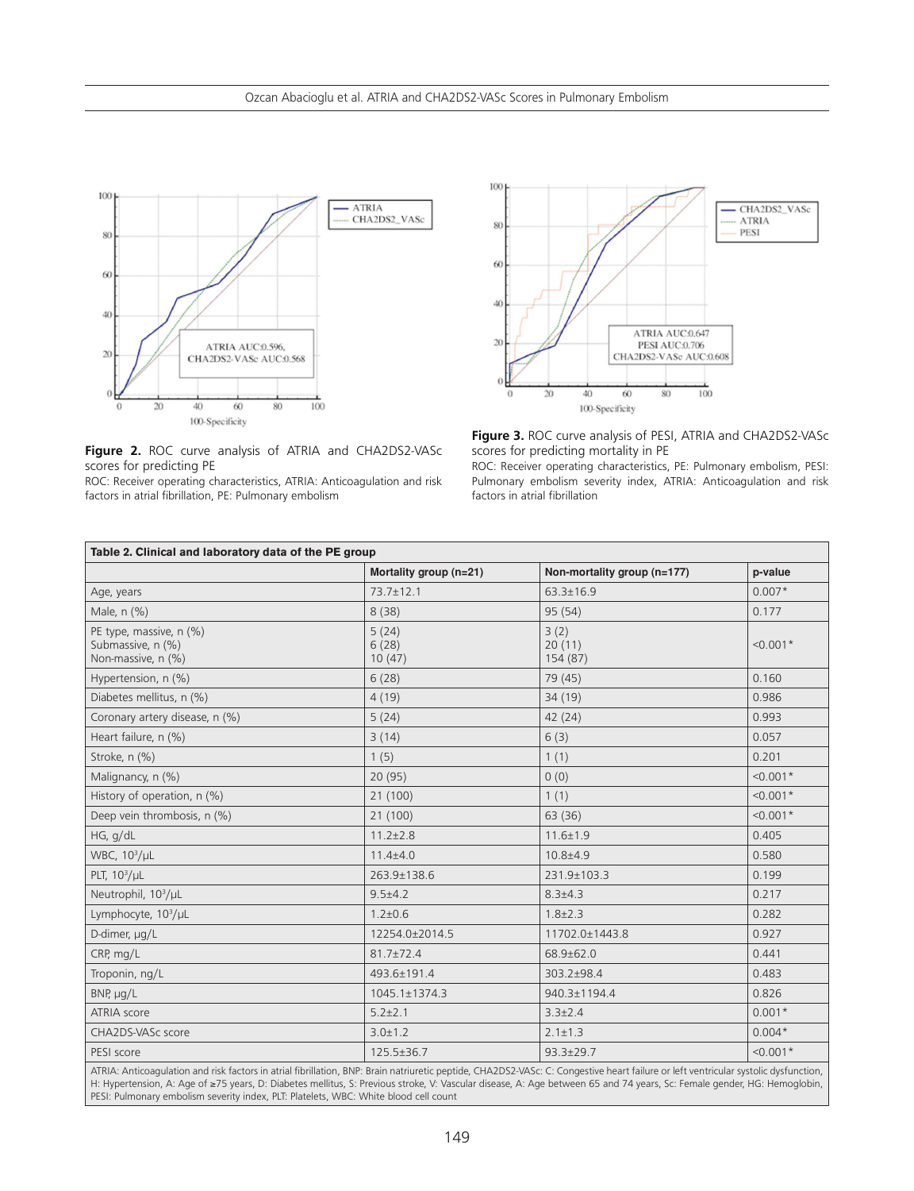Figure 2. ROC curve analysis of ATRIA and CHA2DS2-VASc scores for predicting PE

ROC: Receiver operating characteristics, ATRIA: Anticoagulation and risk factors in atrial fibrillation, PE: Pulmonary embolism

Figure 3. ROC curve analysis of PESI, ATRIA and CHA2DS2-VASc scores for predicting mortality in PE

ROC: Receiver operating characteristics, PE: Pulmonary embolism, PESI: Pulmonary embolism severity index, ATRIA: Anticoagulation and risk factors in atrial fibrillation

**Table 2. Clinical and laboratory data of the PE group**

| | Mortality group (n=21) | Non-mortality group (n=177) | p-value |
|---|---|---|---|
| Age, years | 73.7±12.1 | 63.3±16.9 | 0.007* |
| Male, n (%) | 8 (38) | 95 (54) | 0.177 |
| PE type, massive, n (%)<br>Submassive, n (%)<br>Non-massive, n (%) | 5 (24)<br>6 (28)<br>10 (47) | 3 (2)<br>20 (11)<br>154 (87) | <0.001* |
| Hypertension, n (%) | 6 (28) | 79 (45) | 0.160 |
| Diabetes mellitus, n (%) | 4 (19) | 34 (19) | 0.986 |
| Coronary artery disease, n (%) | 5 (24) | 42 (24) | 0.993 |
| Heart failure, n (%) | 3 (14) | 6 (3) | 0.057 |
| Stroke, n (%) | 1 (5) | 1 (1) | 0.201 |
| Malignancy, n (%) | 20 (95) | 0 (0) | <0.001* |
| History of operation, n (%) | 21 (100) | 1 (1) | <0.001* |
| Deep vein thrombosis, n (%) | 21 (100) | 63 (36) | <0.001* |
| HG, g/dL | 11.2±2.8 | 11.6±1.9 | 0.405 |
| WBC, $10^3$/μL | 11.4±4.0 | 10.8±4.9 | 0.580 |
| PLT, $10^3$/μL | 263.9±138.6 | 231.9±103.3 | 0.199 |
| Neutrophil, $10^3$/μL | 9.5±4.2 | 8.3±4.3 | 0.217 |
| Lymphocyte, $10^3$/μL | 1.2±0.6 | 1.8±2.3 | 0.282 |
| D-dimer, μg/L | 12254.0±2014.5 | 11702.0±1443.8 | 0.927 |
| CRP, mg/L | 81.7±72.4 | 68.9±62.0 | 0.441 |
| Troponin, ng/L | 493.6±191.4 | 303.2±98.4 | 0.483 |
| BNP, μg/L | 1045.1±1374.3 | 940.3±1194.4 | 0.826 |
| ATRIA score | 5.2±2.1 | 3.3±2.4 | 0.001* |
| CHA2DS-VASc score | 3.0±1.2 | 2.1±1.3 | 0.004* |
| PESI score | 125.5±36.7 | 93.3±29.7 | <0.001* |

ATRIA: Anticoagulation and risk factors in atrial fibrillation, BNP: Brain natriuretic peptide, CHA2DS2-VASc: C: Congestive heart failure or left ventricular systolic dysfunction, H: Hypertension, A: Age of ≥75 years, D: Diabetes mellitus, S: Previous stroke, V: Vascular disease, A: Age between 65 and 74 years, Sc: Female gender, HG: Hemoglobin, PESI: Pulmonary embolism severity index, PLT: Platelets, WBC: White blood cell count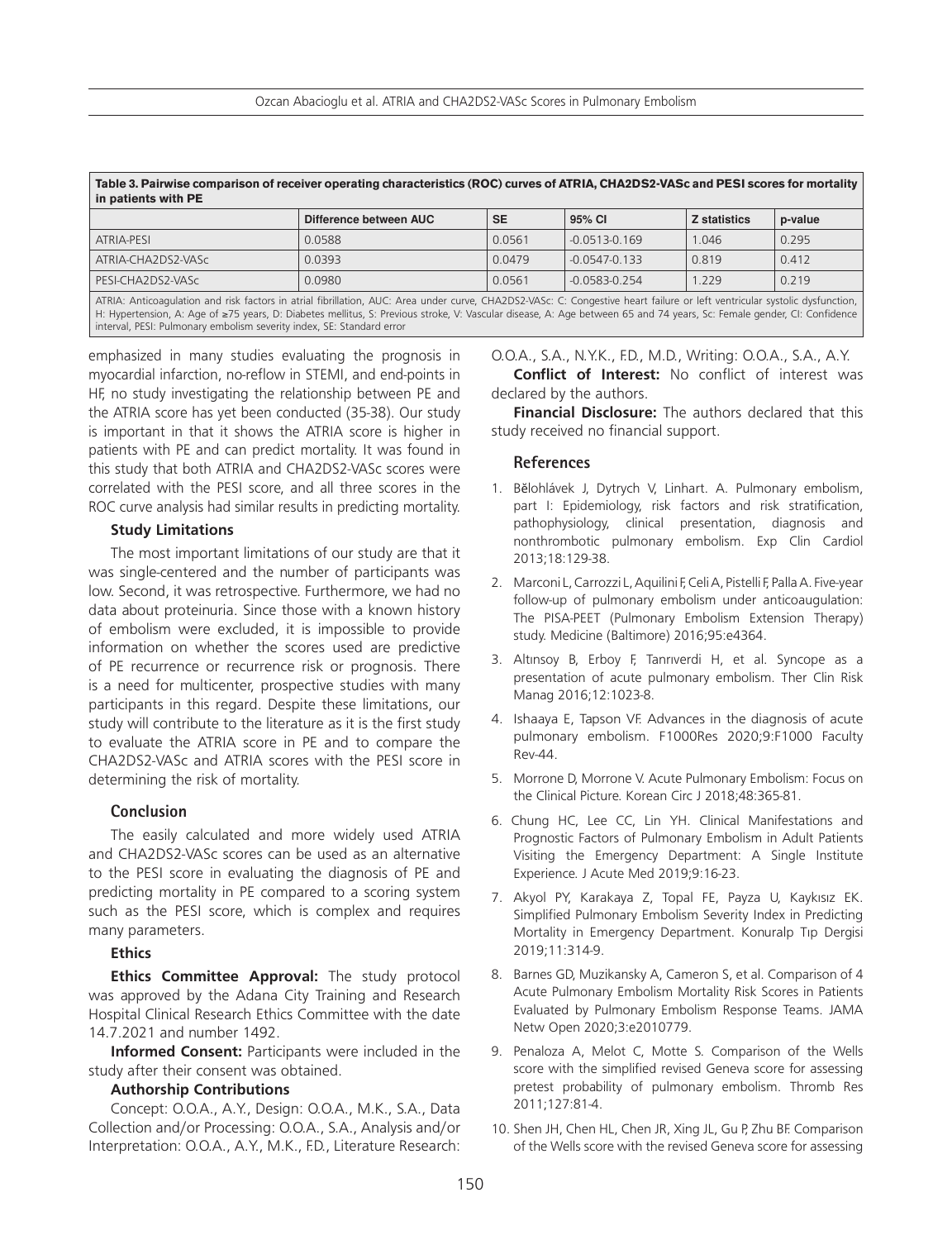**Table 3. Pairwise comparison of receiver operating characteristics (ROC) curves of ATRIA, CHA2DS2-VASc and PESI scores for mortality in patients with PE**

| | Difference between AUC | SE | 95% CI | Z statistics | p-value |
|---|---|---|---|---|---|
| ATRIA-PESI | 0.0588 | 0.0561 | -0.0513-0.169 | 1.046 | 0.295 |
| ATRIA-CHA2DS2-VASc | 0.0393 | 0.0479 | -0.0547-0.133 | 0.819 | 0.412 |
| PESI-CHA2DS2-VASc | 0.0980 | 0.0561 | -0.0583-0.254 | 1.229 | 0.219 |

ATRIA: Anticoagulation and risk factors in atrial fibrillation, AUC: Area under curve, CHA2DS2-VASc: C: Congestive heart failure or left ventricular systolic dysfunction, H: Hypertension, A: Age of ≥75 years, D: Diabetes mellitus, S: Previous stroke, V: Vascular disease, A: Age between 65 and 74 years, Sc: Female gender, CI: Confidence interval, PESI: Pulmonary embolism severity index, SE: Standard error

emphasized in many studies evaluating the prognosis in myocardial infarction, no-reflow in STEMI, and end-points in HF, no study investigating the relationship between PE and the ATRIA score has yet been conducted (35-38). Our study is important in that it shows the ATRIA score is higher in patients with PE and can predict mortality. It was found in this study that both ATRIA and CHA2DS2-VASc scores were correlated with the PESI score, and all three scores in the ROC curve analysis had similar results in predicting mortality.

### Study Limitations

The most important limitations of our study are that it was single-centered and the number of participants was low. Second, it was retrospective. Furthermore, we had no data about proteinuria. Since those with a known history of embolism were excluded, it is impossible to provide information on whether the scores used are predictive of PE recurrence or recurrence risk or prognosis. There is a need for multicenter, prospective studies with many participants in this regard. Despite these limitations, our study will contribute to the literature as it is the first study to evaluate the ATRIA score in PE and to compare the CHA2DS2-VASc and ATRIA scores with the PESI score in determining the risk of mortality.

## Conclusion

The easily calculated and more widely used ATRIA and CHA2DS2-VASc scores can be used as an alternative to the PESI score in evaluating the diagnosis of PE and predicting mortality in PE compared to a scoring system such as the PESI score, which is complex and requires many parameters.

### Ethics

**Ethics Committee Approval:** The study protocol was approved by the Adana City Training and Research Hospital Clinical Research Ethics Committee with the date 14.7.2021 and number 1492.

**Informed Consent:** Participants were included in the study after their consent was obtained.

### Authorship Contributions

Concept: O.O.A., A.Y., Design: O.O.A., M.K., S.A., Data Collection and/or Processing: O.O.A., S.A., Analysis and/or Interpretation: O.O.A., A.Y., M.K., F.D., Literature Research: O.O.A., S.A., N.Y.K., F.D., M.D., Writing: O.O.A., S.A., A.Y.

**Conflict of Interest:** No conflict of interest was declared by the authors.

**Financial Disclosure:** The authors declared that this study received no financial support.

## References

1. Bělohlávek J, Dytrych V, Linhart. A. Pulmonary embolism, part I: Epidemiology, risk factors and risk stratification, pathophysiology, clinical presentation, diagnosis and nonthrombotic pulmonary embolism. Exp Clin Cardiol 2013;18:129-38.
2. Marconi L, Carrozzi L, Aquilini F, Celi A, Pistelli F, Palla A. Five-year follow-up of pulmonary embolism under anticoaugulation: The PISA-PEET (Pulmonary Embolism Extension Therapy) study. Medicine (Baltimore) 2016;95:e4364.
3. Altınsoy B, Erboy F, Tanrıverdi H, et al. Syncope as a presentation of acute pulmonary embolism. Ther Clin Risk Manag 2016;12:1023-8.
4. Ishaaya E, Tapson VF. Advances in the diagnosis of acute pulmonary embolism. F1000Res 2020;9:F1000 Faculty Rev-44.
5. Morrone D, Morrone V. Acute Pulmonary Embolism: Focus on the Clinical Picture. Korean Circ J 2018;48:365-81.
6. Chung HC, Lee CC, Lin YH. Clinical Manifestations and Prognostic Factors of Pulmonary Embolism in Adult Patients Visiting the Emergency Department: A Single Institute Experience. J Acute Med 2019;9:16-23.
7. Akyol PY, Karakaya Z, Topal FE, Payza U, Kaykısız EK. Simplified Pulmonary Embolism Severity Index in Predicting Mortality in Emergency Department. Konuralp Tıp Dergisi 2019;11:314-9.
8. Barnes GD, Muzikansky A, Cameron S, et al. Comparison of 4 Acute Pulmonary Embolism Mortality Risk Scores in Patients Evaluated by Pulmonary Embolism Response Teams. JAMA Netw Open 2020;3:e2010779.
9. Penaloza A, Melot C, Motte S. Comparison of the Wells score with the simplified revised Geneva score for assessing pretest probability of pulmonary embolism. Thromb Res 2011;127:81-4.
10. Shen JH, Chen HL, Chen JR, Xing JL, Gu P, Zhu BF. Comparison of the Wells score with the revised Geneva score for assessing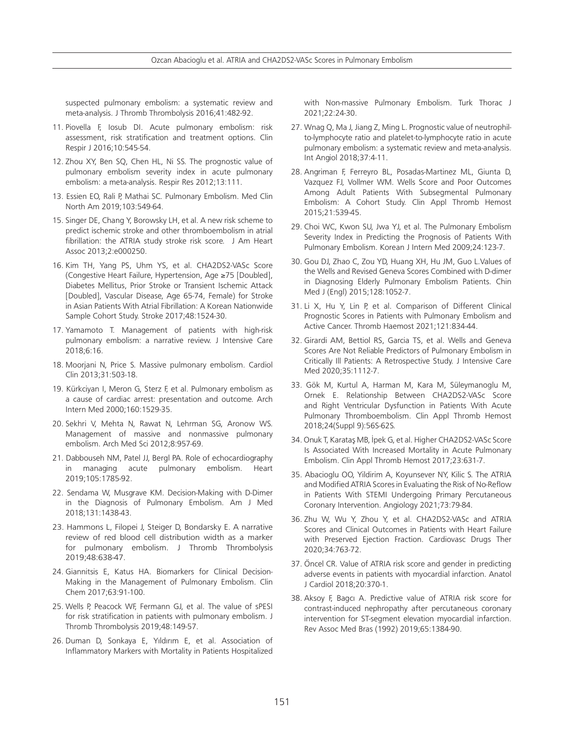suspected pulmonary embolism: a systematic review and meta-analysis. J Thromb Thrombolysis 2016;41:482-92.

11. Piovella F, Iosub DI. Acute pulmonary embolism: risk assessment, risk stratification and treatment options. Clin Respir J 2016;10:545-54.
12. Zhou XY, Ben SQ, Chen HL, Ni SS. The prognostic value of pulmonary embolism severity index in acute pulmonary embolism: a meta-analysis. Respir Res 2012;13:111.
13. Essien EO, Rali P, Mathai SC. Pulmonary Embolism. Med Clin North Am 2019;103:549-64.
15. Singer DE, Chang Y, Borowsky LH, et al. A new risk scheme to predict ischemic stroke and other thromboembolism in atrial fibrillation: the ATRIA study stroke risk score. J Am Heart Assoc 2013;2:e000250.
16. Kim TH, Yang PS, Uhm YS, et al. CHA2DS2-VASc Score (Congestive Heart Failure, Hypertension, Age ≥75 [Doubled], Diabetes Mellitus, Prior Stroke or Transient Ischemic Attack [Doubled], Vascular Disease, Age 65-74, Female) for Stroke in Asian Patients With Atrial Fibrillation: A Korean Nationwide Sample Cohort Study. Stroke 2017;48:1524-30.
17. Yamamoto T. Management of patients with high-risk pulmonary embolism: a narrative review. J Intensive Care 2018;6:16.
18. Moorjani N, Price S. Massive pulmonary embolism. Cardiol Clin 2013;31:503-18.
19. Kürkciyan I, Meron G, Sterz F, et al. Pulmonary embolism as a cause of cardiac arrest: presentation and outcome. Arch Intern Med 2000;160:1529-35.
20. Sekhri V, Mehta N, Rawat N, Lehrman SG, Aronow WS. Management of massive and nonmassive pulmonary embolism. Arch Med Sci 2012;8:957-69.
21. Dabbouseh NM, Patel JJ, Bergl PA. Role of echocardiography in managing acute pulmonary embolism. Heart 2019;105:1785-92.
22. Sendama W, Musgrave KM. Decision-Making with D-Dimer in the Diagnosis of Pulmonary Embolism. Am J Med 2018;131:1438-43.
23. Hammons L, Filopei J, Steiger D, Bondarsky E. A narrative review of red blood cell distribution width as a marker for pulmonary embolism. J Thromb Thrombolysis 2019;48:638-47.
24. Giannitsis E, Katus HA. Biomarkers for Clinical Decision-Making in the Management of Pulmonary Embolism. Clin Chem 2017;63:91-100.
25. Wells P, Peacock WF, Fermann GJ, et al. The value of sPESI for risk stratification in patients with pulmonary embolism. J Thromb Thrombolysis 2019;48:149-57.
26. Duman D, Sonkaya E, Yıldırım E, et al. Association of Inflammatory Markers with Mortality in Patients Hospitalized with Non-massive Pulmonary Embolism. Turk Thorac J 2021;22:24-30.
27. Wnag Q, Ma J, Jiang Z, Ming L. Prognostic value of neutrophil-to-lymphocyte ratio and platelet-to-lymphocyte ratio in acute pulmonary embolism: a systematic review and meta-analysis. Int Angiol 2018;37:4-11.
28. Angriman F, Ferreyro BL, Posadas-Martinez ML, Giunta D, Vazquez FJ, Vollmer WM. Wells Score and Poor Outcomes Among Adult Patients With Subsegmental Pulmonary Embolism: A Cohort Study. Clin Appl Thromb Hemost 2015;21:539-45.
29. Choi WC, Kwon SU, Jwa YJ, et al. The Pulmonary Embolism Severity Index in Predicting the Prognosis of Patients With Pulmonary Embolism. Korean J Intern Med 2009;24:123-7.
30. Gou DJ, Zhao C, Zou YD, Huang XH, Hu JM, Guo L.Values of the Wells and Revised Geneva Scores Combined with D-dimer in Diagnosing Elderly Pulmonary Embolism Patients. Chin Med J (Engl) 2015;128:1052-7.
31. Li X, Hu Y, Lin P, et al. Comparison of Different Clinical Prognostic Scores in Patients with Pulmonary Embolism and Active Cancer. Thromb Haemost 2021;121:834-44.
32. Girardi AM, Bettiol RS, Garcia TS, et al. Wells and Geneva Scores Are Not Reliable Predictors of Pulmonary Embolism in Critically Ill Patients: A Retrospective Study. J Intensive Care Med 2020;35:1112-7.
33. Gök M, Kurtul A, Harman M, Kara M, Süleymanoglu M, Ornek E. Relationship Between CHA2DS2-VASc Score and Right Ventricular Dysfunction in Patients With Acute Pulmonary Thromboembolism. Clin Appl Thromb Hemost 2018;24(Suppl 9):56S-62S.
34. Onuk T, Karataş MB, İpek G, et al. Higher CHA2DS2-VASc Score Is Associated With Increased Mortality in Acute Pulmonary Embolism. Clin Appl Thromb Hemost 2017;23:631-7.
35. Abacioglu OO, Yildirim A, Koyunsever NY, Kilic S. The ATRIA and Modified ATRIA Scores in Evaluating the Risk of No-Reflow in Patients With STEMI Undergoing Primary Percutaneous Coronary Intervention. Angiology 2021;73:79-84.
36. Zhu W, Wu Y, Zhou Y, et al. CHA2DS2-VASc and ATRIA Scores and Clinical Outcomes in Patients with Heart Failure with Preserved Ejection Fraction. Cardiovasc Drugs Ther 2020;34:763-72.
37. Öncel CR. Value of ATRIA risk score and gender in predicting adverse events in patients with myocardial infarction. Anatol J Cardiol 2018;20:370-1.
38. Aksoy F, Bagcı A. Predictive value of ATRIA risk score for contrast-induced nephropathy after percutaneous coronary intervention for ST-segment elevation myocardial infarction. Rev Assoc Med Bras (1992) 2019;65:1384-90.